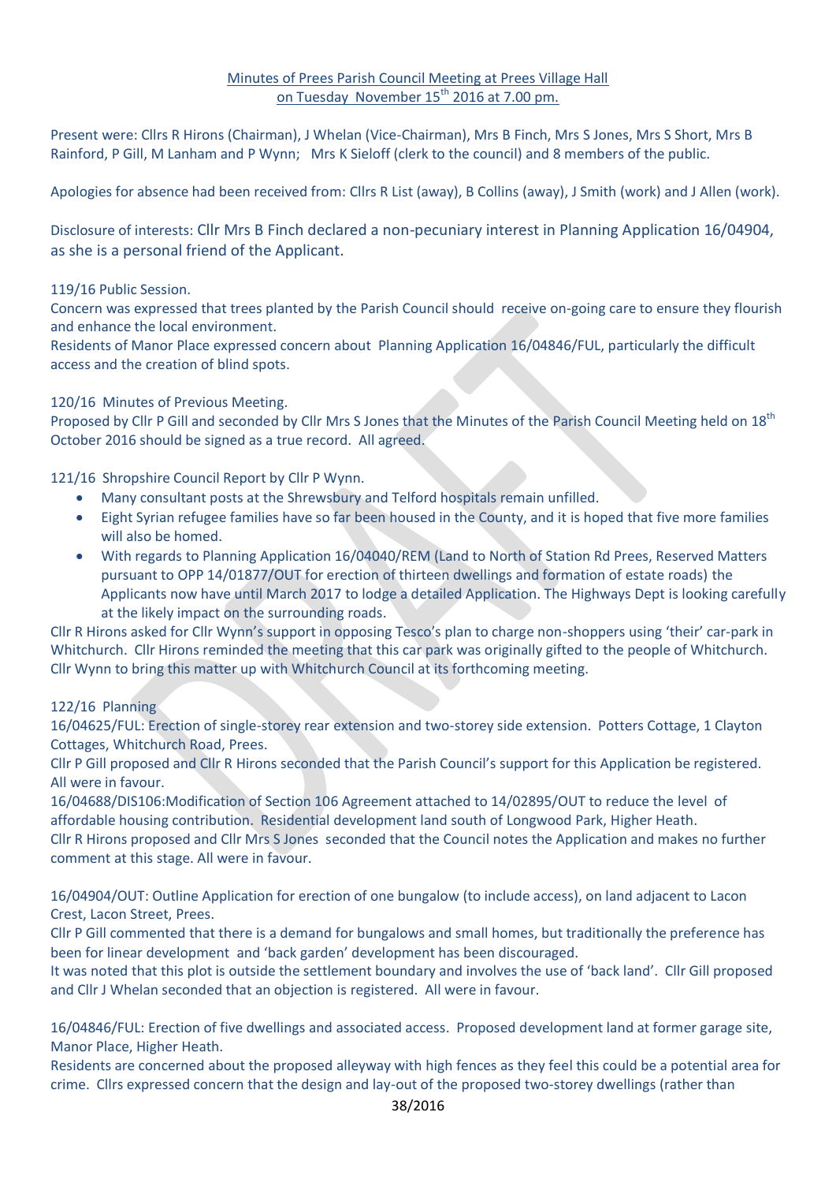Minutes of Prees Parish Council Meeting at Prees Village Hall on Tuesday November 15th 2016 at 7.00 pm.

Present were: Cllrs R Hirons (Chairman), J Whelan (Vice-Chairman), Mrs B Finch, Mrs S Jones, Mrs S Short, Mrs B Rainford, P Gill, M Lanham and P Wynn; Mrs K Sieloff (clerk to the council) and 8 members of the public.

Apologies for absence had been received from: Cllrs R List (away), B Collins (away), J Smith (work) and J Allen (work).

Disclosure of interests: Cllr Mrs B Finch declared a non-pecuniary interest in Planning Application 16/04904, as she is a personal friend of the Applicant.

119/16 Public Session.
Concern was expressed that trees planted by the Parish Council should receive on-going care to ensure they flourish and enhance the local environment.
Residents of Manor Place expressed concern about Planning Application 16/04846/FUL, particularly the difficult access and the creation of blind spots.

120/16 Minutes of Previous Meeting.
Proposed by Cllr P Gill and seconded by Cllr Mrs S Jones that the Minutes of the Parish Council Meeting held on 18th October 2016 should be signed as a true record. All agreed.

121/16 Shropshire Council Report by Cllr P Wynn.

- Many consultant posts at the Shrewsbury and Telford hospitals remain unfilled.
- Eight Syrian refugee families have so far been housed in the County, and it is hoped that five more families will also be homed.
- With regards to Planning Application 16/04040/REM (Land to North of Station Rd Prees, Reserved Matters pursuant to OPP 14/01877/OUT for erection of thirteen dwellings and formation of estate roads) the Applicants now have until March 2017 to lodge a detailed Application. The Highways Dept is looking carefully at the likely impact on the surrounding roads.

Cllr R Hirons asked for Cllr Wynn's support in opposing Tesco's plan to charge non-shoppers using 'their' car-park in Whitchurch. Cllr Hirons reminded the meeting that this car park was originally gifted to the people of Whitchurch. Cllr Wynn to bring this matter up with Whitchurch Council at its forthcoming meeting.

122/16 Planning
16/04625/FUL: Erection of single-storey rear extension and two-storey side extension. Potters Cottage, 1 Clayton Cottages, Whitchurch Road, Prees.
Cllr P Gill proposed and Cllr R Hirons seconded that the Parish Council's support for this Application be registered. All were in favour.
16/04688/DIS106:Modification of Section 106 Agreement attached to 14/02895/OUT to reduce the level of affordable housing contribution. Residential development land south of Longwood Park, Higher Heath.
Cllr R Hirons proposed and Cllr Mrs S Jones seconded that the Council notes the Application and makes no further comment at this stage. All were in favour.

16/04904/OUT: Outline Application for erection of one bungalow (to include access), on land adjacent to Lacon Crest, Lacon Street, Prees.
Cllr P Gill commented that there is a demand for bungalows and small homes, but traditionally the preference has been for linear development and 'back garden' development has been discouraged.
It was noted that this plot is outside the settlement boundary and involves the use of 'back land'. Cllr Gill proposed and Cllr J Whelan seconded that an objection is registered. All were in favour.

16/04846/FUL: Erection of five dwellings and associated access. Proposed development land at former garage site, Manor Place, Higher Heath.
Residents are concerned about the proposed alleyway with high fences as they feel this could be a potential area for crime. Cllrs expressed concern that the design and lay-out of the proposed two-storey dwellings (rather than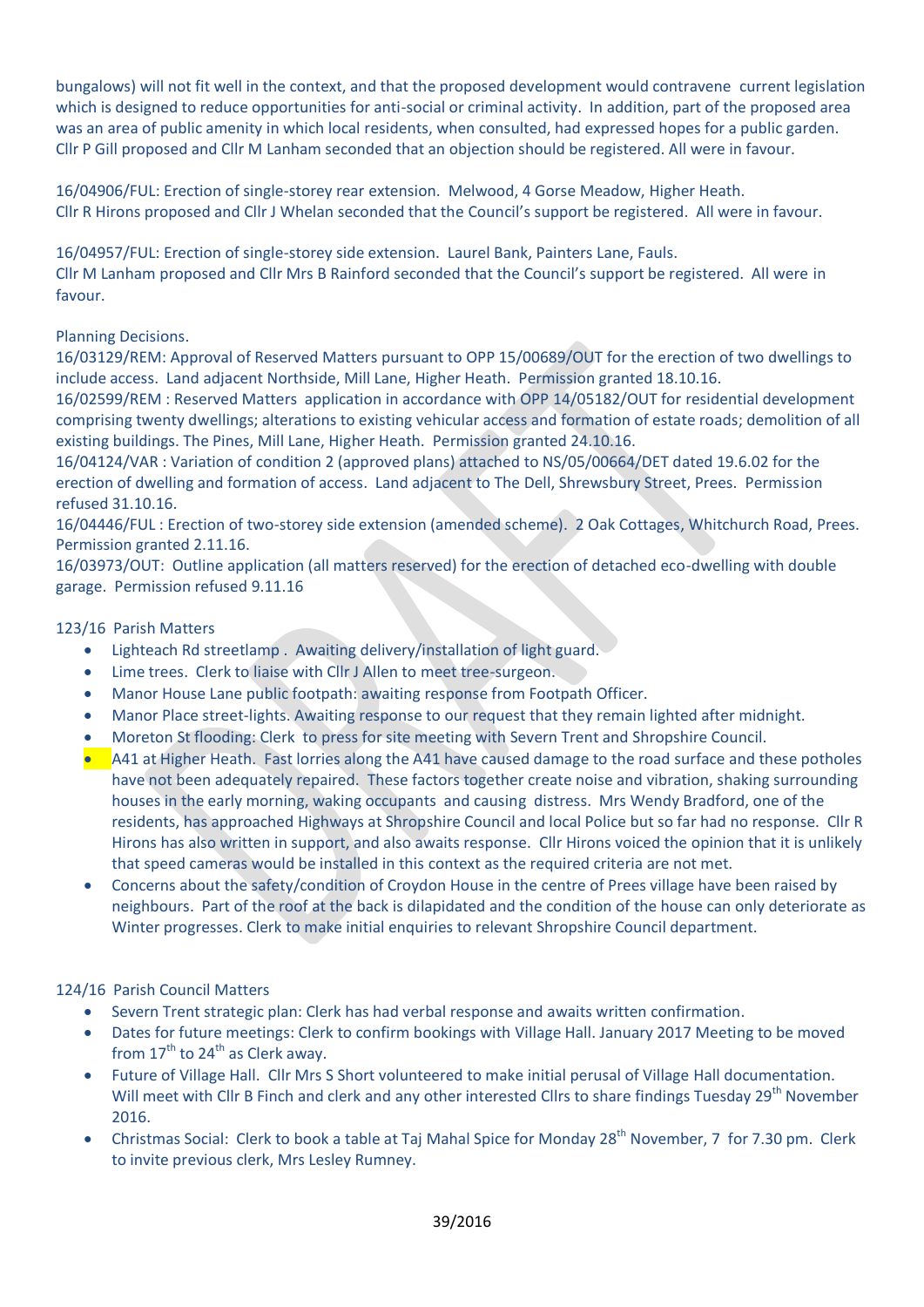bungalows) will not fit well in the context, and that the proposed development would contravene current legislation which is designed to reduce opportunities for anti-social or criminal activity. In addition, part of the proposed area was an area of public amenity in which local residents, when consulted, had expressed hopes for a public garden. Cllr P Gill proposed and Cllr M Lanham seconded that an objection should be registered. All were in favour.

16/04906/FUL: Erection of single-storey rear extension. Melwood, 4 Gorse Meadow, Higher Heath. Cllr R Hirons proposed and Cllr J Whelan seconded that the Council's support be registered. All were in favour.

16/04957/FUL: Erection of single-storey side extension. Laurel Bank, Painters Lane, Fauls. Cllr M Lanham proposed and Cllr Mrs B Rainford seconded that the Council's support be registered. All were in favour.

Planning Decisions.
16/03129/REM: Approval of Reserved Matters pursuant to OPP 15/00689/OUT for the erection of two dwellings to include access. Land adjacent Northside, Mill Lane, Higher Heath. Permission granted 18.10.16.
16/02599/REM : Reserved Matters application in accordance with OPP 14/05182/OUT for residential development comprising twenty dwellings; alterations to existing vehicular access and formation of estate roads; demolition of all existing buildings. The Pines, Mill Lane, Higher Heath. Permission granted 24.10.16.
16/04124/VAR : Variation of condition 2 (approved plans) attached to NS/05/00664/DET dated 19.6.02 for the erection of dwelling and formation of access. Land adjacent to The Dell, Shrewsbury Street, Prees. Permission refused 31.10.16.
16/04446/FUL : Erection of two-storey side extension (amended scheme). 2 Oak Cottages, Whitchurch Road, Prees. Permission granted 2.11.16.
16/03973/OUT: Outline application (all matters reserved) for the erection of detached eco-dwelling with double garage. Permission refused 9.11.16

123/16 Parish Matters

- Lighteach Rd streetlamp . Awaiting delivery/installation of light guard.
- Lime trees. Clerk to liaise with Cllr J Allen to meet tree-surgeon.
- Manor House Lane public footpath: awaiting response from Footpath Officer.
- Manor Place street-lights. Awaiting response to our request that they remain lighted after midnight.
- Moreton St flooding: Clerk to press for site meeting with Severn Trent and Shropshire Council.
- A41 at Higher Heath. Fast lorries along the A41 have caused damage to the road surface and these potholes have not been adequately repaired. These factors together create noise and vibration, shaking surrounding houses in the early morning, waking occupants and causing distress. Mrs Wendy Bradford, one of the residents, has approached Highways at Shropshire Council and local Police but so far had no response. Cllr R Hirons has also written in support, and also awaits response. Cllr Hirons voiced the opinion that it is unlikely that speed cameras would be installed in this context as the required criteria are not met.
- Concerns about the safety/condition of Croydon House in the centre of Prees village have been raised by neighbours. Part of the roof at the back is dilapidated and the condition of the house can only deteriorate as Winter progresses. Clerk to make initial enquiries to relevant Shropshire Council department.

124/16 Parish Council Matters

- Severn Trent strategic plan: Clerk has had verbal response and awaits written confirmation.
- Dates for future meetings: Clerk to confirm bookings with Village Hall. January 2017 Meeting to be moved from 17th to 24th as Clerk away.
- Future of Village Hall. Cllr Mrs S Short volunteered to make initial perusal of Village Hall documentation. Will meet with Cllr B Finch and clerk and any other interested Cllrs to share findings Tuesday 29th November 2016.
- Christmas Social: Clerk to book a table at Taj Mahal Spice for Monday 28th November, 7 for 7.30 pm. Clerk to invite previous clerk, Mrs Lesley Rumney.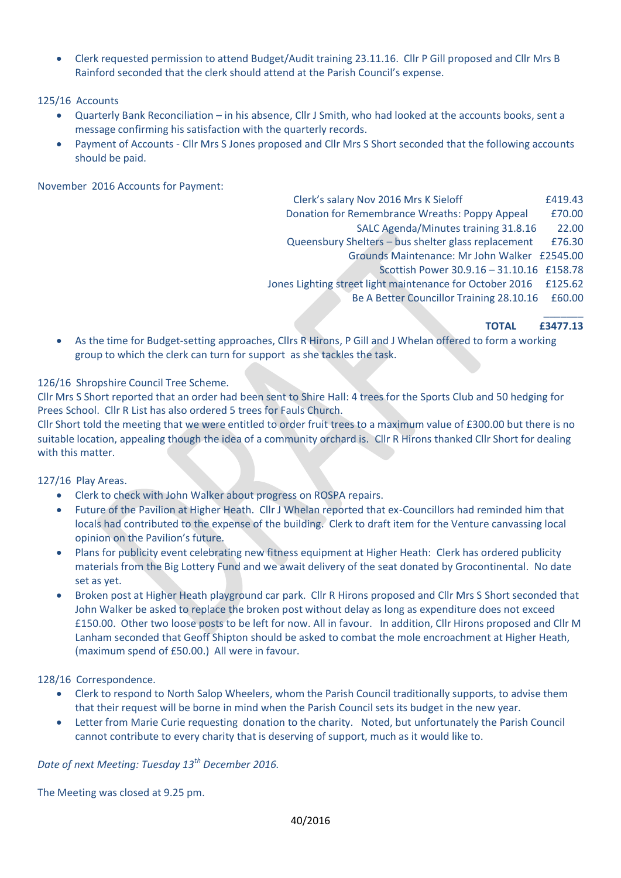- Clerk requested permission to attend Budget/Audit training 23.11.16. Cllr P Gill proposed and Cllr Mrs B Rainford seconded that the clerk should attend at the Parish Council's expense.

125/16 Accounts

- Quarterly Bank Reconciliation – in his absence, Cllr J Smith, who had looked at the accounts books, sent a message confirming his satisfaction with the quarterly records.
- Payment of Accounts - Cllr Mrs S Jones proposed and Cllr Mrs S Short seconded that the following accounts should be paid.

November 2016 Accounts for Payment:

| | |
|---|---|
| Clerk's salary Nov 2016 Mrs K Sieloff | £419.43 |
| Donation for Remembrance Wreaths: Poppy Appeal | £70.00 |
| SALC Agenda/Minutes training 31.8.16 | 22.00 |
| Queensbury Shelters – bus shelter glass replacement | £76.30 |
| Grounds Maintenance: Mr John Walker | £2545.00 |
| Scottish Power 30.9.16 – 31.10.16 | £158.78 |
| Jones Lighting street light maintenance for October 2016 | £125.62 |
| Be A Better Councillor Training 28.10.16 | £60.00 |
| **TOTAL** | **£3477.13** |

- As the time for Budget-setting approaches, Cllrs R Hirons, P Gill and J Whelan offered to form a working group to which the clerk can turn for support as she tackles the task.

126/16 Shropshire Council Tree Scheme.

Cllr Mrs S Short reported that an order had been sent to Shire Hall: 4 trees for the Sports Club and 50 hedging for Prees School. Cllr R List has also ordered 5 trees for Fauls Church.

Cllr Short told the meeting that we were entitled to order fruit trees to a maximum value of £300.00 but there is no suitable location, appealing though the idea of a community orchard is. Cllr R Hirons thanked Cllr Short for dealing with this matter.

127/16 Play Areas.

- Clerk to check with John Walker about progress on ROSPA repairs.
- Future of the Pavilion at Higher Heath. Cllr J Whelan reported that ex-Councillors had reminded him that locals had contributed to the expense of the building. Clerk to draft item for the Venture canvassing local opinion on the Pavilion's future.
- Plans for publicity event celebrating new fitness equipment at Higher Heath: Clerk has ordered publicity materials from the Big Lottery Fund and we await delivery of the seat donated by Grocontinental. No date set as yet.
- Broken post at Higher Heath playground car park. Cllr R Hirons proposed and Cllr Mrs S Short seconded that John Walker be asked to replace the broken post without delay as long as expenditure does not exceed £150.00. Other two loose posts to be left for now. All in favour. In addition, Cllr Hirons proposed and Cllr M Lanham seconded that Geoff Shipton should be asked to combat the mole encroachment at Higher Heath, (maximum spend of £50.00.) All were in favour.

128/16 Correspondence.

- Clerk to respond to North Salop Wheelers, whom the Parish Council traditionally supports, to advise them that their request will be borne in mind when the Parish Council sets its budget in the new year.
- Letter from Marie Curie requesting donation to the charity. Noted, but unfortunately the Parish Council cannot contribute to every charity that is deserving of support, much as it would like to.

*Date of next Meeting: Tuesday 13th December 2016.*

The Meeting was closed at 9.25 pm.